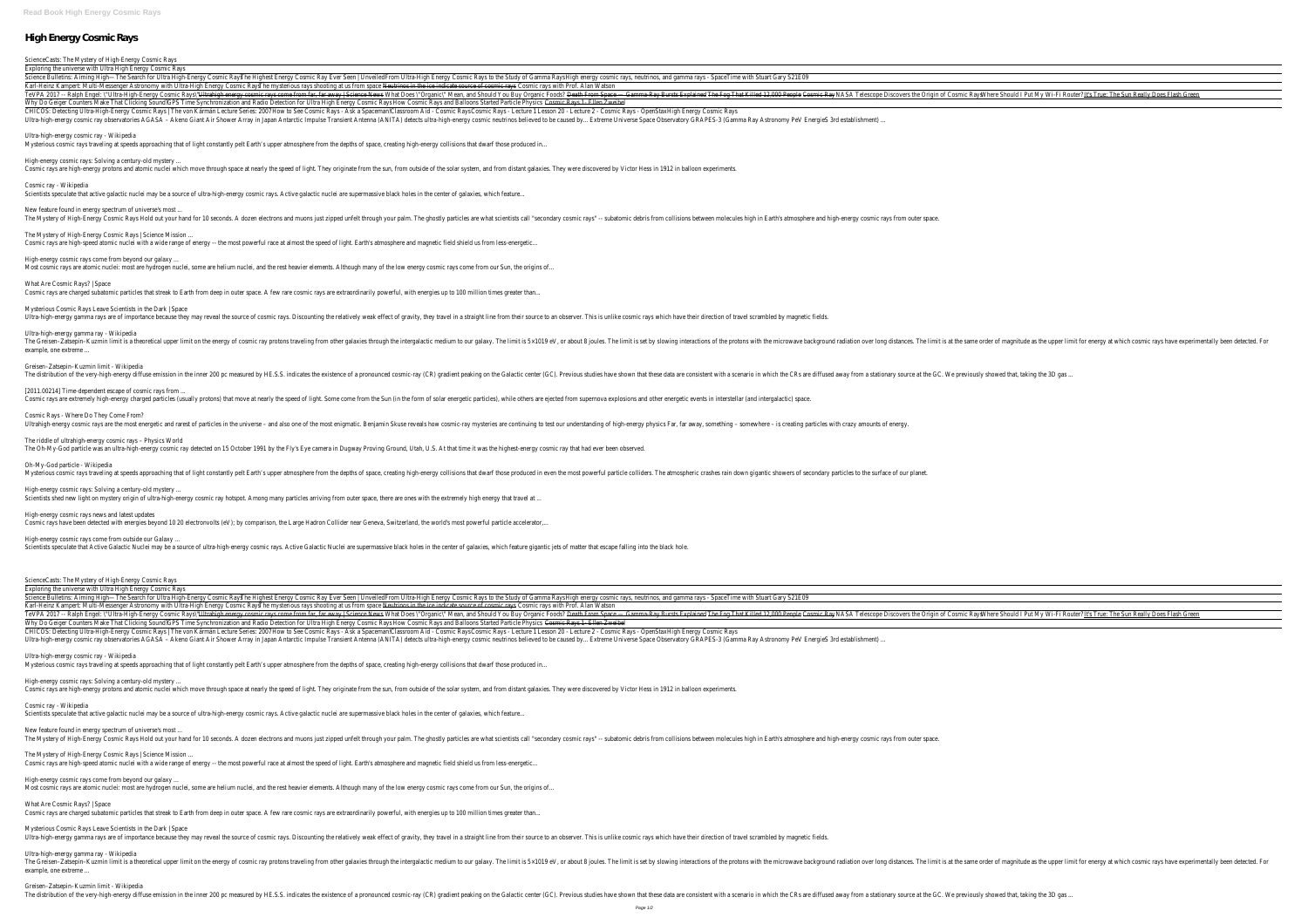# High Energy Cosmic Rays

ScienceCasts: The Mystery of High-Energy Cosmic Rays

Exploring the universe with Ultra High Energy Cosmic Rays

Science Bulletins: Aiming High—The Search for Ultra High-Energy Cosmic Rays The Highest Energy Cosmic Ray Ever Seen | Unveiled From Ultra-High Energy Cosmic Rays to the Study of Gamma Rays High energy cosmic rays, neutrinos, and gamma rays - SpaceTime with Stuart Gary S21E09
Karl-Heinz Kampert: Multi-Messenger Astronomy with Ultra-High Energy Cosmic Rays The mysterious rays shooting at us from space Neutrinos in the ice indicate source of cosmic rays Cosmic rays with Prof. Alan Watson
TeVPA 2017 -- Ralph Engel: \"Ultra-High-Energy Cosmic Rays\" Ultrahigh-energy cosmic rays come from far, far away | Science News What Does \"Organic\" Mean, and Should You Buy Organic Foods? Death From Space — Gamma-Ray Bursts Explained The Fog That Killed 12,000 People Cosmic Ray NASA Telescope Discovers the Origin of Cosmic Rays Where Should I Put My Wi-Fi Router? It's True: The Sun Really Does Flash Green
Why Do Geiger Counters Make That Clicking Sound? GPS Time Synchronization and Radio Detection for Ultra High Energy Cosmic Rays How Cosmic Rays and Balloons Started Particle Physics Cosmic Rays 1 - Ellen Zweibel
CHICOS: Detecting Ultra-High-Energy Cosmic Rays | The von Kármán Lecture Series: 2007 How to See Cosmic Rays - Ask a Spaceman! Classroom Aid - Cosmic Rays Cosmic Rays - Lecture 1 Lesson 20 - Lecture 2 - Cosmic Rays - OpenStax High Energy Cosmic Rays
Ultra-high-energy cosmic ray observatories AGASA – Akeno Giant Air Shower Array in Japan Antarctic Impulse Transient Antenna (ANITA) detects ultra-high-energy cosmic neutrinos believed to be caused by... Extreme Universe Space Observatory GRAPES-3 (Gamma Ray Astronomy PeV EnergieS 3rd establishment) ...

Ultra-high-energy cosmic ray - Wikipedia
Mysterious cosmic rays traveling at speeds approaching that of light constantly pelt Earth's upper atmosphere from the depths of space, creating high-energy collisions that dwarf those produced in...

High-energy cosmic rays: Solving a century-old mystery ...
Cosmic rays are high-energy protons and atomic nuclei which move through space at nearly the speed of light. They originate from the sun, from outside of the solar system, and from distant galaxies. They were discovered by Victor Hess in 1912 in balloon experiments.

Cosmic ray - Wikipedia
Scientists speculate that active galactic nuclei may be a source of ultra-high-energy cosmic rays. Active galactic nuclei are supermassive black holes in the center of galaxies, which feature...

New feature found in energy spectrum of universe's most ...
The Mystery of High-Energy Cosmic Rays Hold out your hand for 10 seconds. A dozen electrons and muons just zipped unfelt through your palm. The ghostly particles are what scientists call "secondary cosmic rays" -- subatomic debris from collisions between molecules high in Earth's atmosphere and high-energy cosmic rays from outer space.

The Mystery of High-Energy Cosmic Rays | Science Mission ...
Cosmic rays are high-speed atomic nuclei with a wide range of energy -- the most powerful race at almost the speed of light. Earth's atmosphere and magnetic field shield us from less-energetic...

High-energy cosmic rays come from beyond our galaxy ...
Most cosmic rays are atomic nuclei: most are hydrogen nuclei, some are helium nuclei, and the rest heavier elements. Although many of the low energy cosmic rays come from our Sun, the origins of...

What Are Cosmic Rays? | Space
Cosmic rays are charged subatomic particles that streak to Earth from deep in outer space. A few rare cosmic rays are extraordinarily powerful, with energies up to 100 million times greater than...

Mysterious Cosmic Rays Leave Scientists in the Dark | Space
Ultra-high-energy gamma rays are of importance because they may reveal the source of cosmic rays. Discounting the relatively weak effect of gravity, they travel in a straight line from their source to an observer. This is unlike cosmic rays which have their direction of travel scrambled by magnetic fields.

Ultra-high-energy gamma ray - Wikipedia
The Greisen–Zatsepin–Kuzmin limit is a theoretical upper limit on the energy of cosmic ray protons traveling from other galaxies through the intergalactic medium to our galaxy. The limit is $5\times10^{19}$ eV, or about 8 joules. The limit is set by slowing interactions of the protons with the microwave background radiation over long distances. The limit is at the same order of magnitude as the upper limit for energy at which cosmic rays have experimentally been detected. For example, one extreme ...

Greisen–Zatsepin–Kuzmin limit - Wikipedia
The distribution of the very-high-energy diffuse emission in the inner 200 pc measured by H.E.S.S. indicates the existence of a pronounced cosmic-ray (CR) gradient peaking on the Galactic center (GC). Previous studies have shown that these data are consistent with a scenario in which the CRs are diffused away from a stationary source at the GC. We previously showed that, taking the 3D gas ...

[2011.00214] Time-dependent escape of cosmic rays from ...
Cosmic rays are extremely high-energy charged particles (usually protons) that move at nearly the speed of light. Some come from the Sun (in the form of solar energetic particles), while others are ejected from supernova explosions and other energetic events in interstellar (and intergalactic) space.

Cosmic Rays - Where Do They Come From?
Ultrahigh-energy cosmic rays are the most energetic and rarest of particles in the universe – and also one of the most enigmatic. Benjamin Skuse reveals how cosmic-ray mysteries are continuing to test our understanding of high-energy physics Far, far away, something – somewhere – is creating particles with crazy amounts of energy.

The riddle of ultrahigh-energy cosmic rays – Physics World
The Oh-My-God particle was an ultra-high-energy cosmic ray detected on 15 October 1991 by the Fly's Eye camera in Dugway Proving Ground, Utah, U.S. At that time it was the highest-energy cosmic ray that had ever been observed.

Oh-My-God particle - Wikipedia
Mysterious cosmic rays traveling at speeds approaching that of light constantly pelt Earth's upper atmosphere from the depths of space, creating high-energy collisions that dwarf those produced in even the most powerful particle colliders. The atmospheric crashes rain down gigantic showers of secondary particles to the surface of our planet.

High-energy cosmic rays: Solving a century-old mystery ...
Scientists shed new light on mystery origin of ultra-high-energy cosmic ray hotspot. Among many particles arriving from outer space, there are ones with the extremely high energy that travel at ...

High-energy cosmic rays news and latest updates
Cosmic rays have been detected with energies beyond 10 20 electronvolts (eV); by comparison, the Large Hadron Collider near Geneva, Switzerland, the world's most powerful particle accelerator,...

High-energy cosmic rays come from outside our Galaxy ...
Scientists speculate that Active Galactic Nuclei may be a source of ultra-high-energy cosmic rays. Active Galactic Nuclei are supermassive black holes in the center of galaxies, which feature gigantic jets of matter that escape falling into the black hole.

ScienceCasts: The Mystery of High-Energy Cosmic Rays

Exploring the universe with Ultra High Energy Cosmic Rays

Science Bulletins: Aiming High—The Search for Ultra High-Energy Cosmic Rays The Highest Energy Cosmic Ray Ever Seen | Unveiled From Ultra-High Energy Cosmic Rays to the Study of Gamma Rays High energy cosmic rays, neutrinos, and gamma rays - SpaceTime with Stuart Gary S21E09
Karl-Heinz Kampert: Multi-Messenger Astronomy with Ultra-High Energy Cosmic Rays The mysterious rays shooting at us from space Neutrinos in the ice indicate source of cosmic rays Cosmic rays with Prof. Alan Watson
TeVPA 2017 -- Ralph Engel: \"Ultra-High-Energy Cosmic Rays\" Ultrahigh-energy cosmic rays come from far, far away | Science News What Does \"Organic\" Mean, and Should You Buy Organic Foods? Death From Space — Gamma-Ray Bursts Explained The Fog That Killed 12,000 People Cosmic Ray NASA Telescope Discovers the Origin of Cosmic Rays Where Should I Put My Wi-Fi Router? It's True: The Sun Really Does Flash Green
Why Do Geiger Counters Make That Clicking Sound? GPS Time Synchronization and Radio Detection for Ultra High Energy Cosmic Rays How Cosmic Rays and Balloons Started Particle Physics Cosmic Rays 1 - Ellen Zweibel
CHICOS: Detecting Ultra-High-Energy Cosmic Rays | The von Kármán Lecture Series: 2007 How to See Cosmic Rays - Ask a Spaceman! Classroom Aid - Cosmic Rays Cosmic Rays - Lecture 1 Lesson 20 - Lecture 2 - Cosmic Rays - OpenStax High Energy Cosmic Rays
Ultra-high-energy cosmic ray observatories AGASA – Akeno Giant Air Shower Array in Japan Antarctic Impulse Transient Antenna (ANITA) detects ultra-high-energy cosmic neutrinos believed to be caused by... Extreme Universe Space Observatory GRAPES-3 (Gamma Ray Astronomy PeV EnergieS 3rd establishment) ...

Ultra-high-energy cosmic ray - Wikipedia
Mysterious cosmic rays traveling at speeds approaching that of light constantly pelt Earth's upper atmosphere from the depths of space, creating high-energy collisions that dwarf those produced in...

High-energy cosmic rays: Solving a century-old mystery ...
Cosmic rays are high-energy protons and atomic nuclei which move through space at nearly the speed of light. They originate from the sun, from outside of the solar system, and from distant galaxies. They were discovered by Victor Hess in 1912 in balloon experiments.

Cosmic ray - Wikipedia
Scientists speculate that active galactic nuclei may be a source of ultra-high-energy cosmic rays. Active galactic nuclei are supermassive black holes in the center of galaxies, which feature...

New feature found in energy spectrum of universe's most ...
The Mystery of High-Energy Cosmic Rays Hold out your hand for 10 seconds. A dozen electrons and muons just zipped unfelt through your palm. The ghostly particles are what scientists call "secondary cosmic rays" -- subatomic debris from collisions between molecules high in Earth's atmosphere and high-energy cosmic rays from outer space.

The Mystery of High-Energy Cosmic Rays | Science Mission ...
Cosmic rays are high-speed atomic nuclei with a wide range of energy -- the most powerful race at almost the speed of light. Earth's atmosphere and magnetic field shield us from less-energetic...

High-energy cosmic rays come from beyond our galaxy ...
Most cosmic rays are atomic nuclei: most are hydrogen nuclei, some are helium nuclei, and the rest heavier elements. Although many of the low energy cosmic rays come from our Sun, the origins of...

What Are Cosmic Rays? | Space
Cosmic rays are charged subatomic particles that streak to Earth from deep in outer space. A few rare cosmic rays are extraordinarily powerful, with energies up to 100 million times greater than...

Mysterious Cosmic Rays Leave Scientists in the Dark | Space
Ultra-high-energy gamma rays are of importance because they may reveal the source of cosmic rays. Discounting the relatively weak effect of gravity, they travel in a straight line from their source to an observer. This is unlike cosmic rays which have their direction of travel scrambled by magnetic fields.

Ultra-high-energy gamma ray - Wikipedia
The Greisen–Zatsepin–Kuzmin limit is a theoretical upper limit on the energy of cosmic ray protons traveling from other galaxies through the intergalactic medium to our galaxy. The limit is $5\times10^{19}$ eV, or about 8 joules. The limit is set by slowing interactions of the protons with the microwave background radiation over long distances. The limit is at the same order of magnitude as the upper limit for energy at which cosmic rays have experimentally been detected. For example, one extreme ...

Greisen–Zatsepin–Kuzmin limit - Wikipedia
The distribution of the very-high-energy diffuse emission in the inner 200 pc measured by H.E.S.S. indicates the existence of a pronounced cosmic-ray (CR) gradient peaking on the Galactic center (GC). Previous studies have shown that these data are consistent with a scenario in which the CRs are diffused away from a stationary source at the GC. We previously showed that, taking the 3D gas ...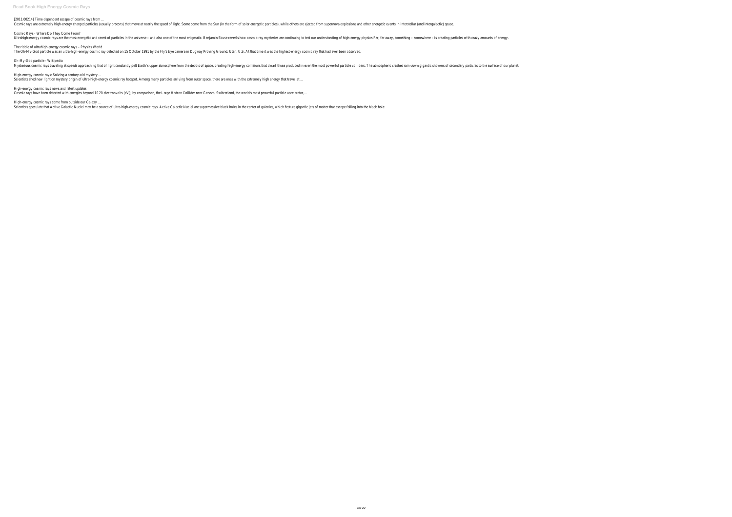[2011.00214] Time-dependent escape of cosmic rays from ...
Cosmic rays are extremely high-energy charged particles (usually protons) that move at nearly the speed of light. Some come from the Sun (in the form of solar energetic particles), while others are ejected from supernova explosions and other energetic events in interstellar (and intergalactic) space.

Cosmic Rays - Where Do They Come From?
Ultrahigh-energy cosmic rays are the most energetic and rarest of particles in the universe – and also one of the most enigmatic. Benjamin Skuse reveals how cosmic-ray mysteries are continuing to test our understanding of high-energy physics Far, far away, something – somewhere – is creating particles with crazy amounts of energy.

The riddle of ultrahigh-energy cosmic rays – Physics World
The Oh-My-God particle was an ultra-high-energy cosmic ray detected on 15 October 1991 by the Fly's Eye camera in Dugway Proving Ground, Utah, U.S. At that time it was the highest-energy cosmic ray that had ever been observed.

Oh-My-God particle - Wikipedia
Mysterious cosmic rays traveling at speeds approaching that of light constantly pelt Earth's upper atmosphere from the depths of space, creating high-energy collisions that dwarf those produced in even the most powerful particle colliders. The atmospheric crashes rain down gigantic showers of secondary particles to the surface of our planet.

High-energy cosmic rays: Solving a century-old mystery ...
Scientists shed new light on mystery origin of ultra-high-energy cosmic ray hotspot. Among many particles arriving from outer space, there are ones with the extremely high energy that travel at ...

High-energy cosmic rays news and latest updates
Cosmic rays have been detected with energies beyond $10^{20}$ electronvolts (eV); by comparison, the Large Hadron Collider near Geneva, Switzerland, the world's most powerful particle accelerator,...

High-energy cosmic rays come from outside our Galaxy ...
Scientists speculate that Active Galactic Nuclei may be a source of ultra-high-energy cosmic rays. Active Galactic Nuclei are supermassive black holes in the center of galaxies, which feature gigantic jets of matter that escape falling into the black hole.